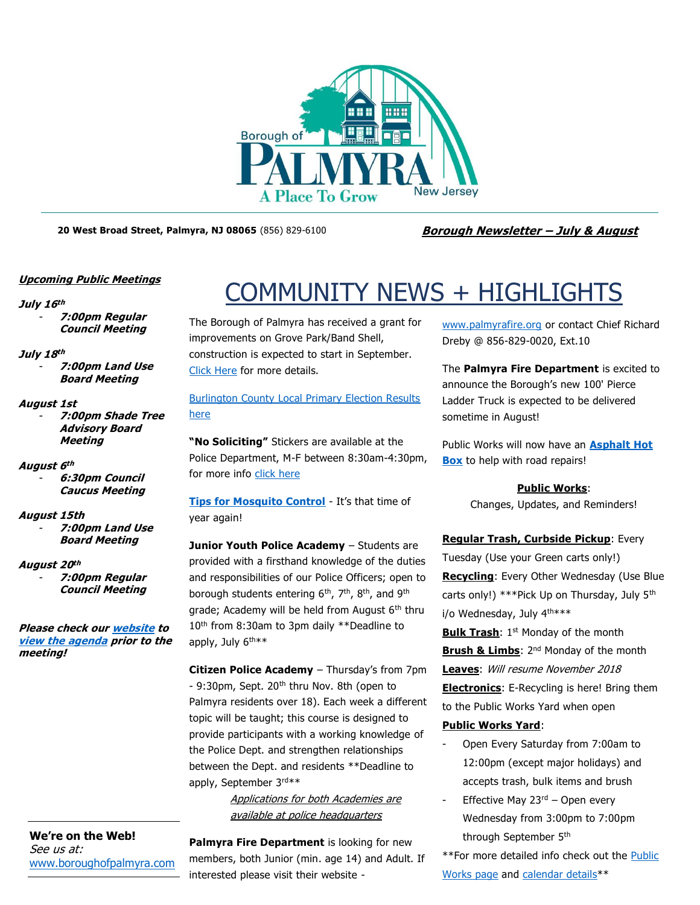Borough of PALMYRA New Jersey — A Place To Grow

**20 West Broad Street, Palmyra, NJ 08065** (856) 829-6100

***Borough Newsletter – July & August***

***Upcoming Public Meetings***

***July 16th***
- ***7:00pm Regular Council Meeting***

***July 18th***
- ***7:00pm Land Use Board Meeting***

***August 1st***
- ***7:00pm Shade Tree Advisory Board Meeting***

***August 6th***
- ***6:30pm Council Caucus Meeting***

***August 15th***
- ***7:00pm Land Use Board Meeting***

***August 20th***
- ***7:00pm Regular Council Meeting***

***Please check our website to view the agenda prior to the meeting!***

**We're on the Web!**
*See us at:*
www.boroughofpalmyra.com

# COMMUNITY NEWS + HIGHLIGHTS

The Borough of Palmyra has received a grant for improvements on Grove Park/Band Shell, construction is expected to start in September. Click Here for more details.

Burlington County Local Primary Election Results here

**"No Soliciting"** Stickers are available at the Police Department, M-F between 8:30am-4:30pm, for more info click here

**Tips for Mosquito Control** - It's that time of year again!

**Junior Youth Police Academy** – Students are provided with a firsthand knowledge of the duties and responsibilities of our Police Officers; open to borough students entering 6th, 7th, 8th, and 9th grade; Academy will be held from August 6th thru 10th from 8:30am to 3pm daily **Deadline to apply, July 6th**

**Citizen Police Academy** – Thursday's from 7pm - 9:30pm, Sept. 20th thru Nov. 8th (open to Palmyra residents over 18). Each week a different topic will be taught; this course is designed to provide participants with a working knowledge of the Police Dept. and strengthen relationships between the Dept. and residents **Deadline to apply, September 3rd**

*Applications for both Academies are available at police headquarters*

**Palmyra Fire Department** is looking for new members, both Junior (min. age 14) and Adult. If interested please visit their website - www.palmyrafire.org or contact Chief Richard Dreby @ 856-829-0020, Ext.10

The **Palmyra Fire Department** is excited to announce the Borough's new 100' Pierce Ladder Truck is expected to be delivered sometime in August!

Public Works will now have an **Asphalt Hot Box** to help with road repairs!

**Public Works**:
Changes, Updates, and Reminders!

**Regular Trash, Curbside Pickup**: Every Tuesday (Use your Green carts only!)
**Recycling**: Every Other Wednesday (Use Blue carts only!) ***Pick Up on Thursday, July 5th i/o Wednesday, July 4th***
**Bulk Trash**: 1st Monday of the month
**Brush & Limbs**: 2nd Monday of the month
**Leaves**: *Will resume November 2018*
**Electronics**: E-Recycling is here! Bring them to the Public Works Yard when open
**Public Works Yard**:
- Open Every Saturday from 7:00am to 12:00pm (except major holidays) and accepts trash, bulk items and brush
- Effective May 23rd – Open every Wednesday from 3:00pm to 7:00pm through September 5th

**For more detailed info check out the Public Works page and calendar details**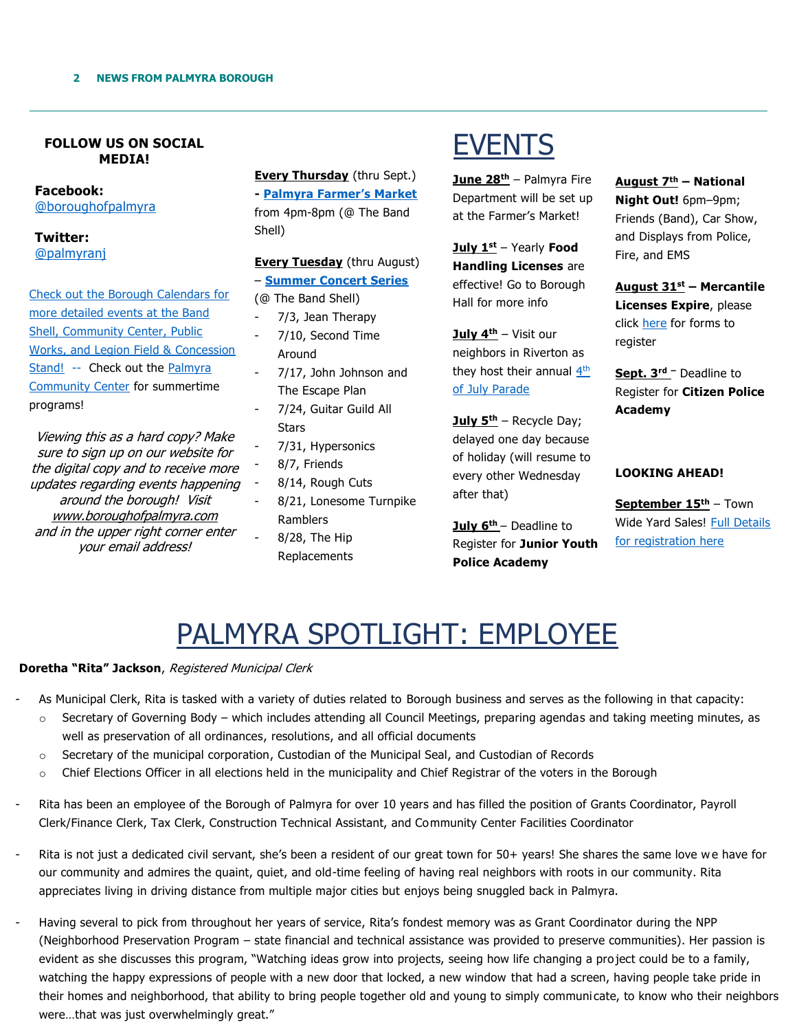**FOLLOW US ON SOCIAL MEDIA!**

**Facebook:**
@boroughofpalmyra

**Twitter:**
@palmyranj

Check out the Borough Calendars for more detailed events at the Band Shell, Community Center, Public Works, and Legion Field & Concession Stand! -- Check out the Palmyra Community Center for summertime programs!

*Viewing this as a hard copy? Make sure to sign up on our website for the digital copy and to receive more updates regarding events happening around the borough! Visit www.boroughofpalmyra.com and in the upper right corner enter your email address!*

**Every Thursday** (thru Sept.) **- Palmyra Farmer's Market** from 4pm-8pm (@ The Band Shell)

**Every Tuesday** (thru August) – **Summer Concert Series** (@ The Band Shell)

- 7/3, Jean Therapy
- 7/10, Second Time Around
- 7/17, John Johnson and The Escape Plan
- 7/24, Guitar Guild All Stars
- 7/31, Hypersonics
- 8/7, Friends
- 8/14, Rough Cuts
- 8/21, Lonesome Turnpike Ramblers
- 8/28, The Hip Replacements

# EVENTS

**June 28th** – Palmyra Fire Department will be set up at the Farmer's Market!

**July 1st** – Yearly **Food Handling Licenses** are effective! Go to Borough Hall for more info

**July 4th** – Visit our neighbors in Riverton as they host their annual 4th of July Parade

**July 5th** – Recycle Day; delayed one day because of holiday (will resume to every other Wednesday after that)

**July 6th** – Deadline to Register for **Junior Youth Police Academy**

**August 7th – National Night Out!** 6pm–9pm; Friends (Band), Car Show, and Displays from Police, Fire, and EMS

**August 31st – Mercantile Licenses Expire**, please click here for forms to register

**Sept. 3rd** – Deadline to Register for **Citizen Police Academy**

**LOOKING AHEAD!**

**September 15th** – Town Wide Yard Sales! Full Details for registration here

# PALMYRA SPOTLIGHT: EMPLOYEE

**Doretha "Rita" Jackson**, *Registered Municipal Clerk*

- As Municipal Clerk, Rita is tasked with a variety of duties related to Borough business and serves as the following in that capacity:
  - Secretary of Governing Body – which includes attending all Council Meetings, preparing agendas and taking meeting minutes, as well as preservation of all ordinances, resolutions, and all official documents
  - Secretary of the municipal corporation, Custodian of the Municipal Seal, and Custodian of Records
  - Chief Elections Officer in all elections held in the municipality and Chief Registrar of the voters in the Borough
- Rita has been an employee of the Borough of Palmyra for over 10 years and has filled the position of Grants Coordinator, Payroll Clerk/Finance Clerk, Tax Clerk, Construction Technical Assistant, and Community Center Facilities Coordinator
- Rita is not just a dedicated civil servant, she's been a resident of our great town for 50+ years! She shares the same love we have for our community and admires the quaint, quiet, and old-time feeling of having real neighbors with roots in our community. Rita appreciates living in driving distance from multiple major cities but enjoys being snuggled back in Palmyra.
- Having several to pick from throughout her years of service, Rita's fondest memory was as Grant Coordinator during the NPP (Neighborhood Preservation Program – state financial and technical assistance was provided to preserve communities). Her passion is evident as she discusses this program, "Watching ideas grow into projects, seeing how life changing a project could be to a family, watching the happy expressions of people with a new door that locked, a new window that had a screen, having people take pride in their homes and neighborhood, that ability to bring people together old and young to simply communicate, to know who their neighbors were…that was just overwhelmingly great."